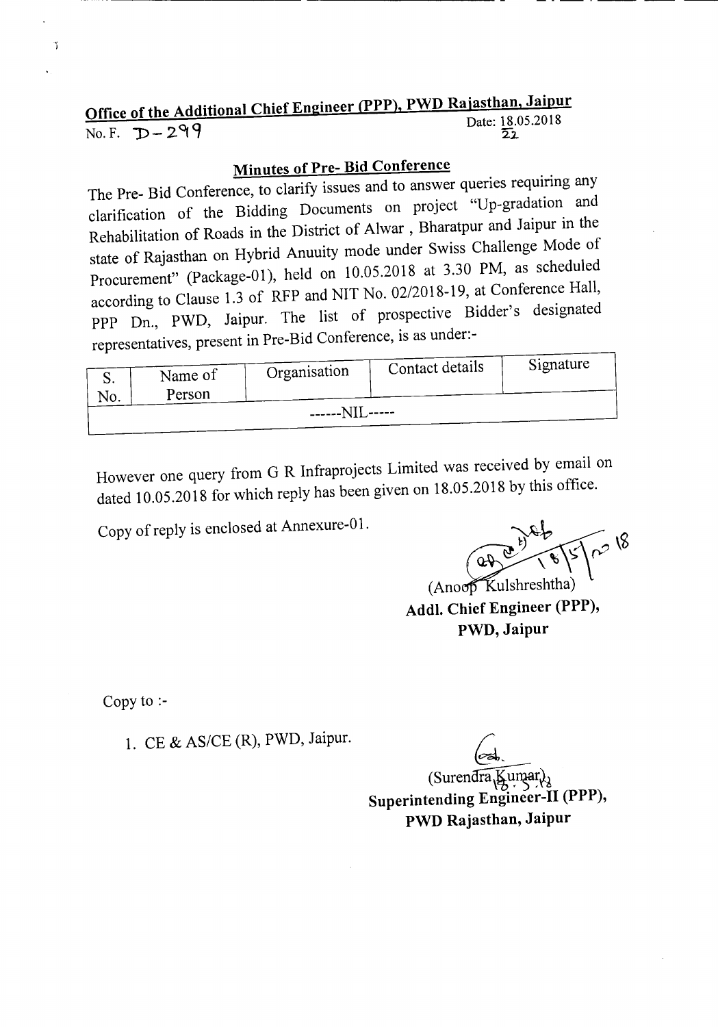## Office of the Additional Chief Engineer (PPP), PWD Rajasthan, Jaipur

No. F. D-299

Date: 18.05.2018
22

### Minutes of Pre- Bid Conference

The Pre- Bid Conference, to clarify issues and to answer queries requiring any clarification of the Bidding Documents on project "Up-gradation and Rehabilitation of Roads in the District of Alwar , Bharatpur and Jaipur in the state of Rajasthan on Hybrid Anuuity mode under Swiss Challenge Mode of Procurement" (Package-01), held on 10.05.2018 at 3.30 PM, as scheduled according to Clause 1.3 of RFP and NIT No. 02/2018-19, at Conference Hall, PPP Dn., PWD, Jaipur. The list of prospective Bidder's designated representatives, present in Pre-Bid Conference, is as under:-

| S. No. | Name of Person | Organisation | Contact details | Signature |
|---|---|---|---|---|
| ------NIL----- | | | | |

However one query from G R Infraprojects Limited was received by email on dated 10.05.2018 for which reply has been given on 18.05.2018 by this office.

Copy of reply is enclosed at Annexure-01.

18/5/2018

(Anoop Kulshreshtha)
**Addl. Chief Engineer (PPP),**
**PWD, Jaipur**

Copy to :-

1. CE & AS/CE (R), PWD, Jaipur.

(Surendra Kumar)
18.5.18
**Superintending Engineer-II (PPP),**
**PWD Rajasthan, Jaipur**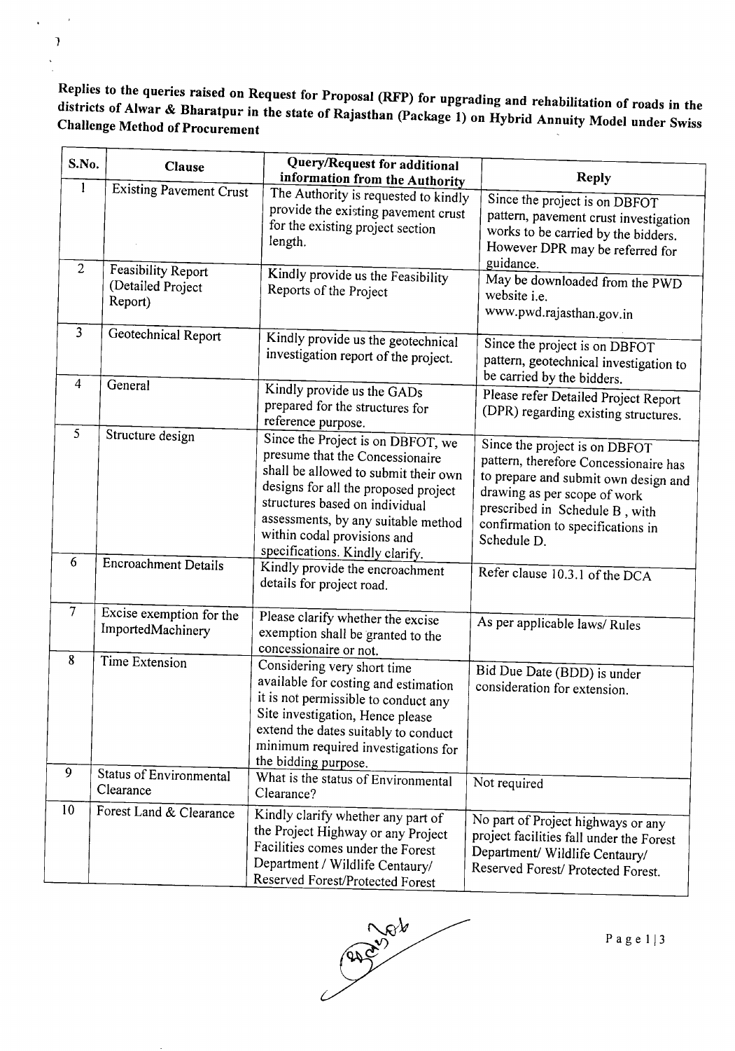**Replies to the queries raised on Request for Proposal (RFP) for upgrading and rehabilitation of roads in the districts of Alwar & Bharatpur in the state of Rajasthan (Package 1) on Hybrid Annuity Model under Swiss Challenge Method of Procurement**

| S.No. | Clause | Query/Request for additional information from the Authority | Reply |
|---|---|---|---|
| 1 | Existing Pavement Crust | The Authority is requested to kindly provide the existing pavement crust for the existing project section length. | Since the project is on DBFOT pattern, pavement crust investigation works to be carried by the bidders. However DPR may be referred for guidance. |
| 2 | Feasibility Report (Detailed Project Report) | Kindly provide us the Feasibility Reports of the Project | May be downloaded from the PWD website i.e. www.pwd.rajasthan.gov.in |
| 3 | Geotechnical Report | Kindly provide us the geotechnical investigation report of the project. | Since the project is on DBFOT pattern, geotechnical investigation to be carried by the bidders. |
| 4 | General | Kindly provide us the GADs prepared for the structures for reference purpose. | Please refer Detailed Project Report (DPR) regarding existing structures. |
| 5 | Structure design | Since the Project is on DBFOT, we presume that the Concessionaire shall be allowed to submit their own designs for all the proposed project structures based on individual assessments, by any suitable method within codal provisions and specifications. Kindly clarify. | Since the project is on DBFOT pattern, therefore Concessionaire has to prepare and submit own design and drawing as per scope of work prescribed in Schedule B, with confirmation to specifications in Schedule D. |
| 6 | Encroachment Details | Kindly provide the encroachment details for project road. | Refer clause 10.3.1 of the DCA |
| 7 | Excise exemption for the ImportedMachinery | Please clarify whether the excise exemption shall be granted to the concessionaire or not. | As per applicable laws/ Rules |
| 8 | Time Extension | Considering very short time available for costing and estimation it is not permissible to conduct any Site investigation, Hence please extend the dates suitably to conduct minimum required investigations for the bidding purpose. | Bid Due Date (BDD) is under consideration for extension. |
| 9 | Status of Environmental Clearance | What is the status of Environmental Clearance? | Not required |
| 10 | Forest Land & Clearance | Kindly clarify whether any part of the Project Highway or any Project Facilities comes under the Forest Department / Wildlife Centaury/ Reserved Forest/Protected Forest | No part of Project highways or any project facilities fall under the Forest Department/ Wildlife Centaury/ Reserved Forest/ Protected Forest. |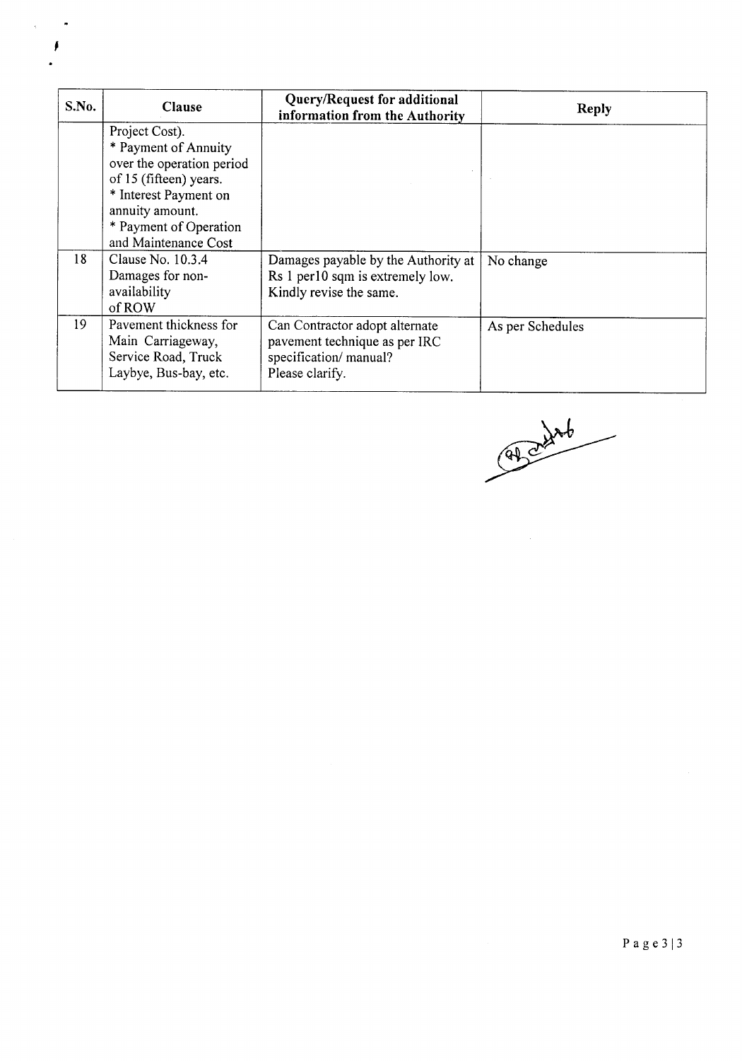| S.No. | Clause | Query/Request for additional information from the Authority | Reply |
|---|---|---|---|
| | Project Cost).<br>* Payment of Annuity over the operation period of 15 (fifteen) years.<br>* Interest Payment on annuity amount.<br>* Payment of Operation and Maintenance Cost | | |
| 18 | Clause No. 10.3.4 Damages for non-availability of ROW | Damages payable by the Authority at Rs 1 per10 sqm is extremely low. Kindly revise the same. | No change |
| 19 | Pavement thickness for Main Carriageway, Service Road, Truck Laybye, Bus-bay, etc. | Can Contractor adopt alternate pavement technique as per IRC specification/ manual? Please clarify. | As per Schedules |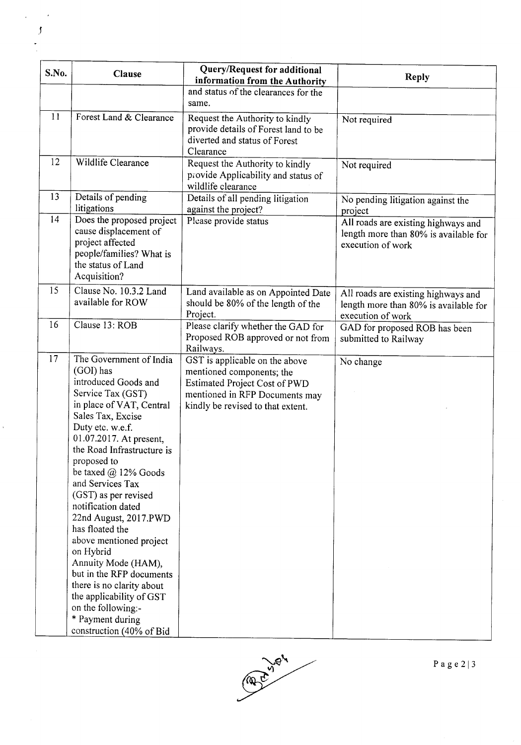| S.No. | Clause | Query/Request for additional information from the Authority | Reply |
|---|---|---|---|
| | | and status of the clearances for the same. | |
| 11 | Forest Land & Clearance | Request the Authority to kindly provide details of Forest land to be diverted and status of Forest Clearance | Not required |
| 12 | Wildlife Clearance | Request the Authority to kindly provide Applicability and status of wildlife clearance | Not required |
| 13 | Details of pending litigations | Details of all pending litigation against the project? | No pending litigation against the project |
| 14 | Does the proposed project cause displacement of project affected people/families? What is the status of Land Acquisition? | Please provide status | All roads are existing highways and length more than 80% is available for execution of work |
| 15 | Clause No. 10.3.2 Land available for ROW | Land available as on Appointed Date should be 80% of the length of the Project. | All roads are existing highways and length more than 80% is available for execution of work |
| 16 | Clause 13: ROB | Please clarify whether the GAD for Proposed ROB approved or not from Railways. | GAD for proposed ROB has been submitted to Railway |
| 17 | The Government of India (GOI) has introduced Goods and Service Tax (GST) in place of VAT, Central Sales Tax, Excise Duty etc. w.e.f. 01.07.2017. At present, the Road Infrastructure is proposed to be taxed @ 12% Goods and Services Tax (GST) as per revised notification dated 22nd August, 2017.PWD has floated the above mentioned project on Hybrid Annuity Mode (HAM), but in the RFP documents there is no clarity about the applicability of GST on the following:- * Payment during construction (40% of Bid | GST is applicable on the above mentioned components; the Estimated Project Cost of PWD mentioned in RFP Documents may kindly be revised to that extent. | No change |